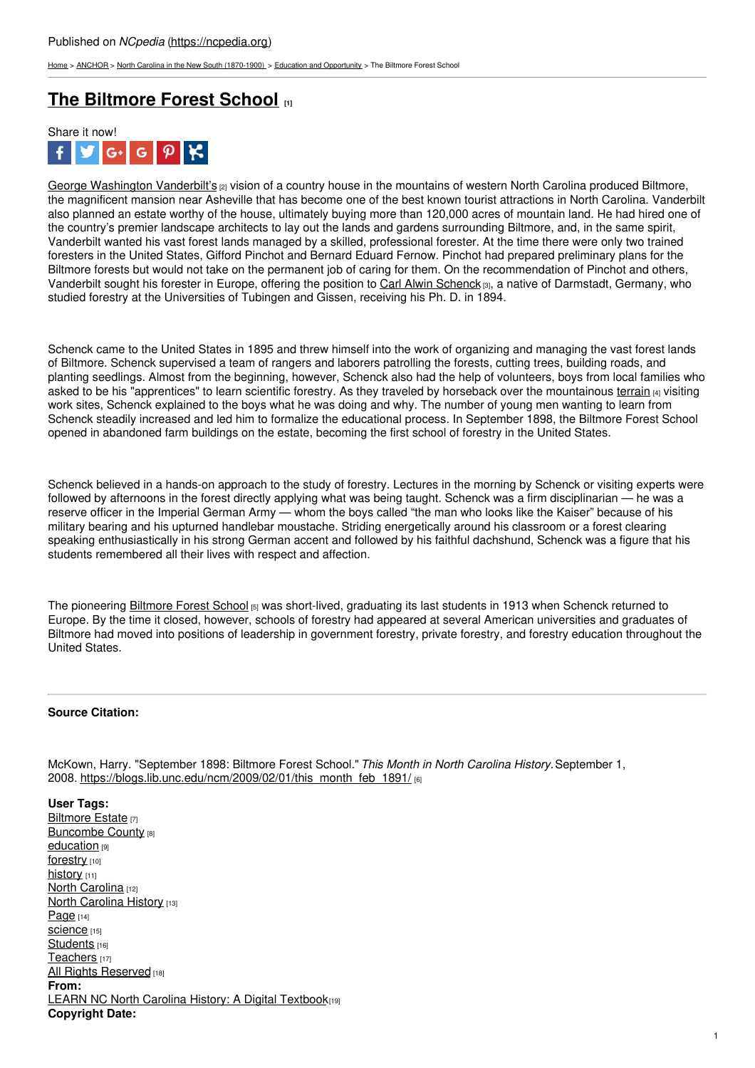Published on *NCpedia* (https://ncpedia.org)

Home > ANCHOR > North Carolina in the New South (1870-1900) > Education and Opportunity > The Biltmore Forest School

# The Biltmore Forest School [1]

Share it now!

George Washington Vanderbilt's [2] vision of a country house in the mountains of western North Carolina produced Biltmore, the magnificent mansion near Asheville that has become one of the best known tourist attractions in North Carolina. Vanderbilt also planned an estate worthy of the house, ultimately buying more than 120,000 acres of mountain land. He had hired one of the country's premier landscape architects to lay out the lands and gardens surrounding Biltmore, and, in the same spirit, Vanderbilt wanted his vast forest lands managed by a skilled, professional forester. At the time there were only two trained foresters in the United States, Gifford Pinchot and Bernard Eduard Fernow. Pinchot had prepared preliminary plans for the Biltmore forests but would not take on the permanent job of caring for them. On the recommendation of Pinchot and others, Vanderbilt sought his forester in Europe, offering the position to Carl Alwin Schenck [3], a native of Darmstadt, Germany, who studied forestry at the Universities of Tubingen and Gissen, receiving his Ph. D. in 1894.

Schenck came to the United States in 1895 and threw himself into the work of organizing and managing the vast forest lands of Biltmore. Schenck supervised a team of rangers and laborers patrolling the forests, cutting trees, building roads, and planting seedlings. Almost from the beginning, however, Schenck also had the help of volunteers, boys from local families who asked to be his "apprentices" to learn scientific forestry. As they traveled by horseback over the mountainous terrain [4] visiting work sites, Schenck explained to the boys what he was doing and why. The number of young men wanting to learn from Schenck steadily increased and led him to formalize the educational process. In September 1898, the Biltmore Forest School opened in abandoned farm buildings on the estate, becoming the first school of forestry in the United States.

Schenck believed in a hands-on approach to the study of forestry. Lectures in the morning by Schenck or visiting experts were followed by afternoons in the forest directly applying what was being taught. Schenck was a firm disciplinarian — he was a reserve officer in the Imperial German Army — whom the boys called "the man who looks like the Kaiser" because of his military bearing and his upturned handlebar moustache. Striding energetically around his classroom or a forest clearing speaking enthusiastically in his strong German accent and followed by his faithful dachshund, Schenck was a figure that his students remembered all their lives with respect and affection.

The pioneering Biltmore Forest School [5] was short-lived, graduating its last students in 1913 when Schenck returned to Europe. By the time it closed, however, schools of forestry had appeared at several American universities and graduates of Biltmore had moved into positions of leadership in government forestry, private forestry, and forestry education throughout the United States.

---

**Source Citation:**

McKown, Harry. "September 1898: Biltmore Forest School." *This Month in North Carolina History.* September 1, 2008. https://blogs.lib.unc.edu/ncm/2009/02/01/this_month_feb_1891/ [6]

**User Tags:**
Biltmore Estate [7]
Buncombe County [8]
education [9]
forestry [10]
history [11]
North Carolina [12]
North Carolina History [13]
Page [14]
science [15]
Students [16]
Teachers [17]
All Rights Reserved [18]

**From:**
LEARN NC North Carolina History: A Digital Textbook[19]

**Copyright Date:**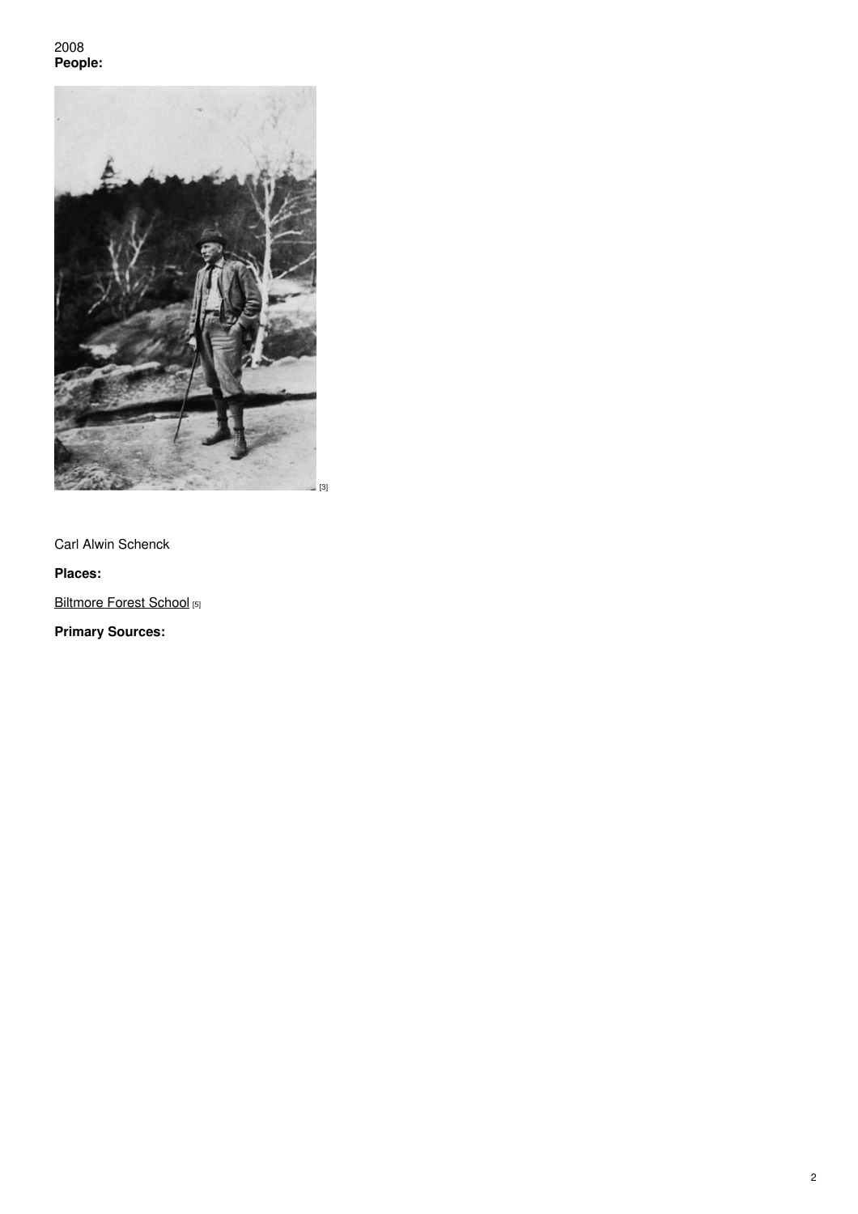2008
**People:**

[3]

Carl Alwin Schenck

**Places:**

Biltmore Forest School [5]

**Primary Sources:**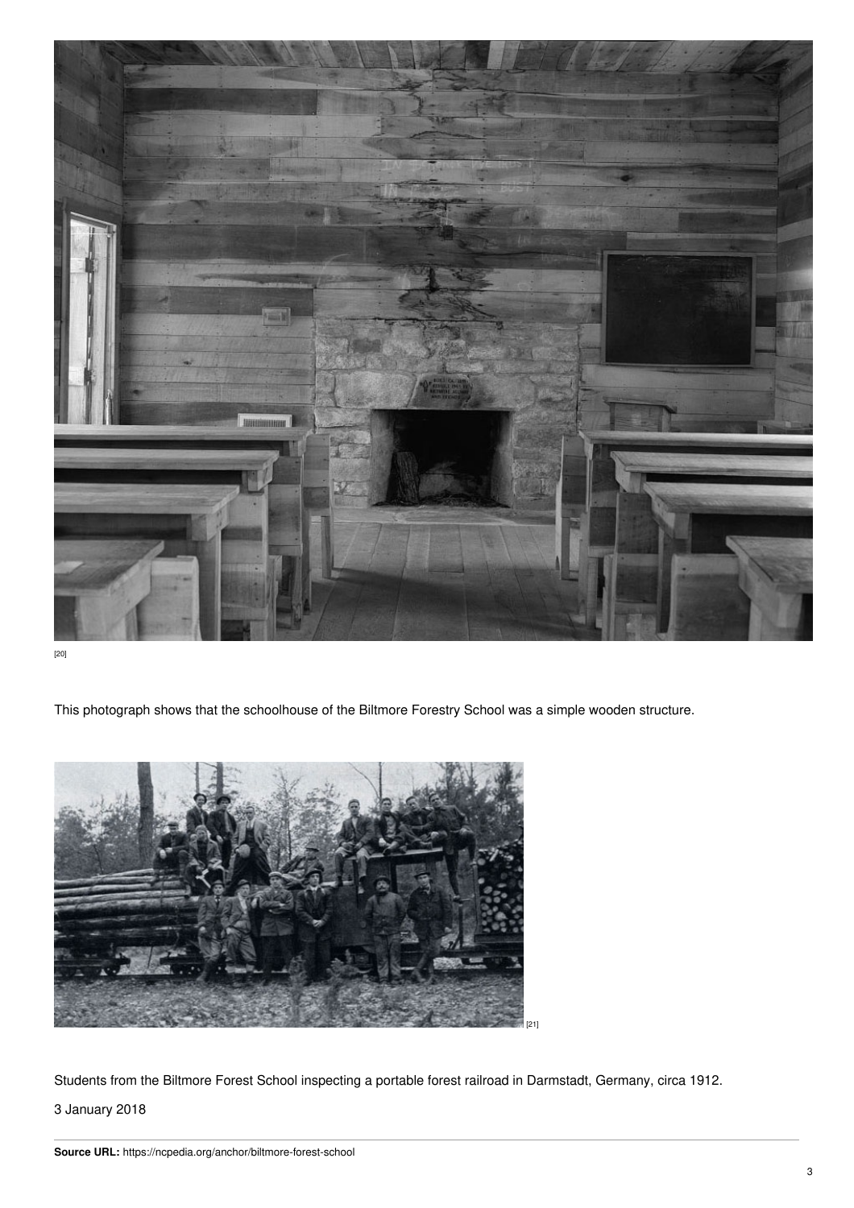[20]

This photograph shows that the schoolhouse of the Biltmore Forestry School was a simple wooden structure.

[21]

Students from the Biltmore Forest School inspecting a portable forest railroad in Darmstadt, Germany, circa 1912.

3 January 2018

**Source URL:** https://ncpedia.org/anchor/biltmore-forest-school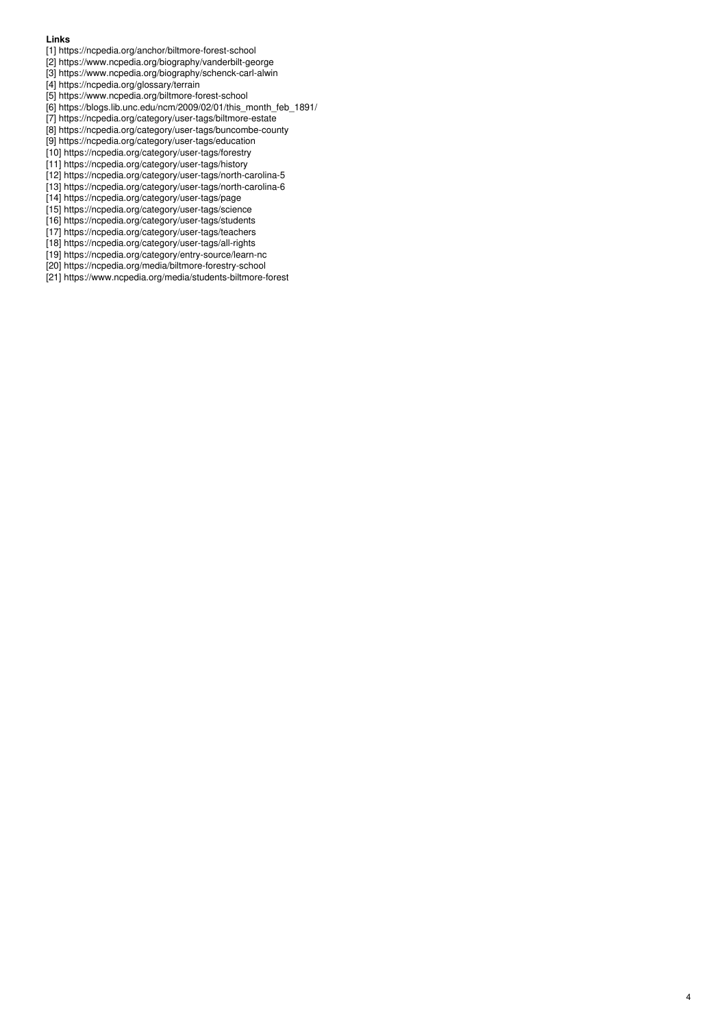**Links**

[1] https://ncpedia.org/anchor/biltmore-forest-school
[2] https://www.ncpedia.org/biography/vanderbilt-george
[3] https://www.ncpedia.org/biography/schenck-carl-alwin
[4] https://ncpedia.org/glossary/terrain
[5] https://www.ncpedia.org/biltmore-forest-school
[6] https://blogs.lib.unc.edu/ncm/2009/02/01/this_month_feb_1891/
[7] https://ncpedia.org/category/user-tags/biltmore-estate
[8] https://ncpedia.org/category/user-tags/buncombe-county
[9] https://ncpedia.org/category/user-tags/education
[10] https://ncpedia.org/category/user-tags/forestry
[11] https://ncpedia.org/category/user-tags/history
[12] https://ncpedia.org/category/user-tags/north-carolina-5
[13] https://ncpedia.org/category/user-tags/north-carolina-6
[14] https://ncpedia.org/category/user-tags/page
[15] https://ncpedia.org/category/user-tags/science
[16] https://ncpedia.org/category/user-tags/students
[17] https://ncpedia.org/category/user-tags/teachers
[18] https://ncpedia.org/category/user-tags/all-rights
[19] https://ncpedia.org/category/entry-source/learn-nc
[20] https://ncpedia.org/media/biltmore-forestry-school
[21] https://www.ncpedia.org/media/students-biltmore-forest